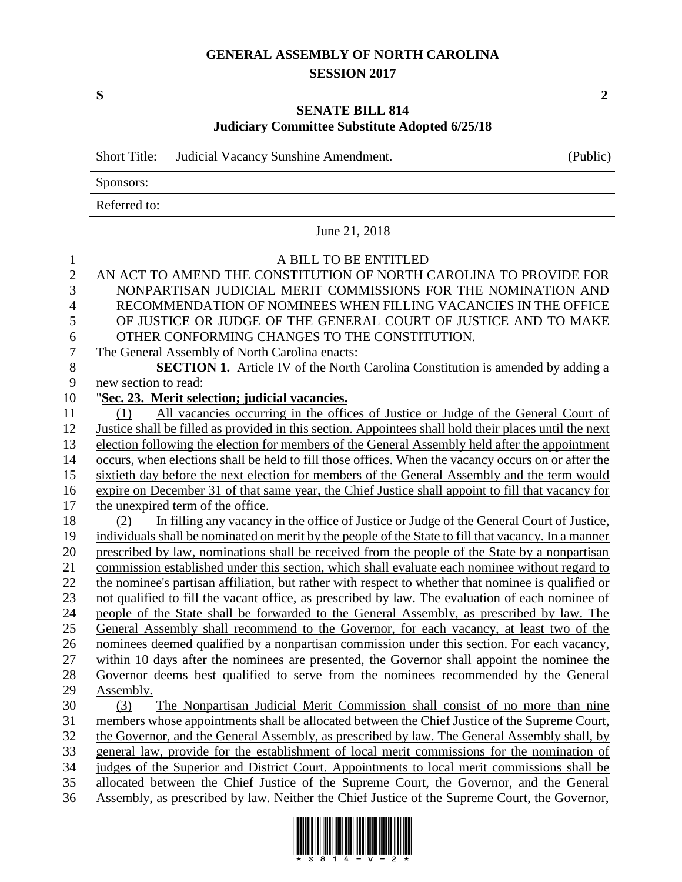# GENERAL ASSEMBLY OF NORTH CAROLINA
## SESSION 2017

**S** **2**

## SENATE BILL 814
### Judiciary Committee Substitute Adopted 6/25/18

| Short Title: | Judicial Vacancy Sunshine Amendment. | (Public) |
|---|---|---|
| Sponsors: | | |
| Referred to: | | |

June 21, 2018

A BILL TO BE ENTITLED

AN ACT TO AMEND THE CONSTITUTION OF NORTH CAROLINA TO PROVIDE FOR NONPARTISAN JUDICIAL MERIT COMMISSIONS FOR THE NOMINATION AND RECOMMENDATION OF NOMINEES WHEN FILLING VACANCIES IN THE OFFICE OF JUSTICE OR JUDGE OF THE GENERAL COURT OF JUSTICE AND TO MAKE OTHER CONFORMING CHANGES TO THE CONSTITUTION.

The General Assembly of North Carolina enacts:

**SECTION 1.** Article IV of the North Carolina Constitution is amended by adding a new section to read:

"**Sec. 23. Merit selection; judicial vacancies.**

(1) All vacancies occurring in the offices of Justice or Judge of the General Court of Justice shall be filled as provided in this section. Appointees shall hold their places until the next election following the election for members of the General Assembly held after the appointment occurs, when elections shall be held to fill those offices. When the vacancy occurs on or after the sixtieth day before the next election for members of the General Assembly and the term would expire on December 31 of that same year, the Chief Justice shall appoint to fill that vacancy for the unexpired term of the office.

(2) In filling any vacancy in the office of Justice or Judge of the General Court of Justice, individuals shall be nominated on merit by the people of the State to fill that vacancy. In a manner prescribed by law, nominations shall be received from the people of the State by a nonpartisan commission established under this section, which shall evaluate each nominee without regard to the nominee's partisan affiliation, but rather with respect to whether that nominee is qualified or not qualified to fill the vacant office, as prescribed by law. The evaluation of each nominee of people of the State shall be forwarded to the General Assembly, as prescribed by law. The General Assembly shall recommend to the Governor, for each vacancy, at least two of the nominees deemed qualified by a nonpartisan commission under this section. For each vacancy, within 10 days after the nominees are presented, the Governor shall appoint the nominee the Governor deems best qualified to serve from the nominees recommended by the General Assembly.

(3) The Nonpartisan Judicial Merit Commission shall consist of no more than nine members whose appointments shall be allocated between the Chief Justice of the Supreme Court, the Governor, and the General Assembly, as prescribed by law. The General Assembly shall, by general law, provide for the establishment of local merit commissions for the nomination of judges of the Superior and District Court. Appointments to local merit commissions shall be allocated between the Chief Justice of the Supreme Court, the Governor, and the General Assembly, as prescribed by law. Neither the Chief Justice of the Supreme Court, the Governor,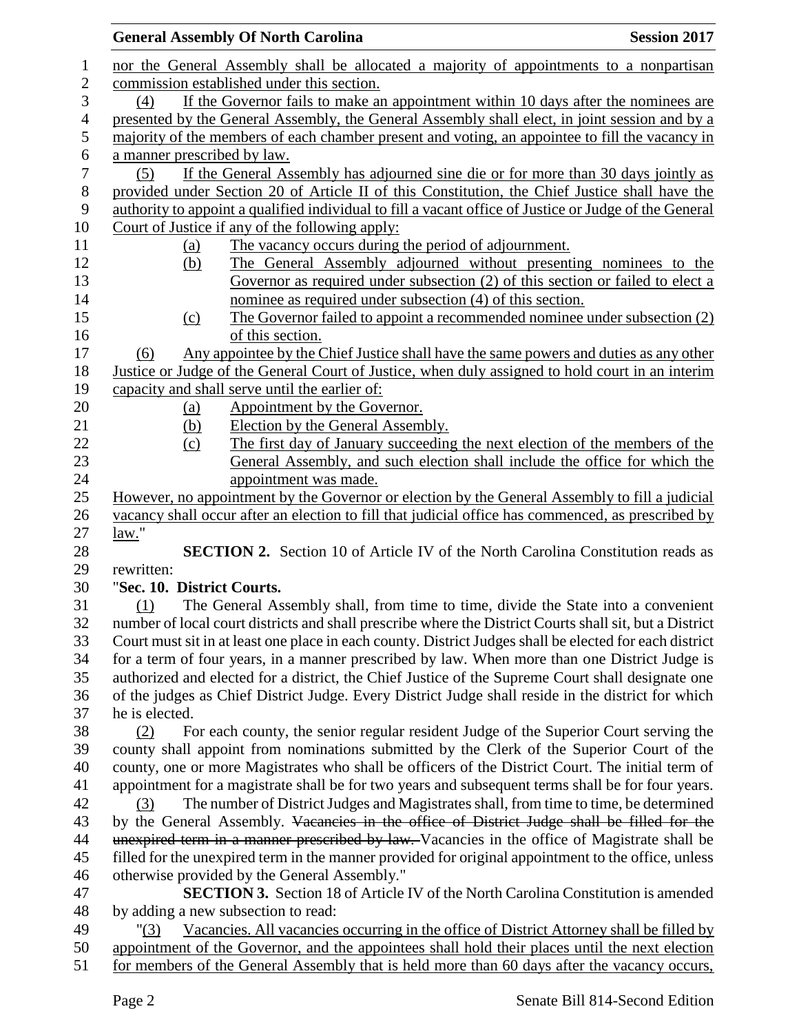nor the General Assembly shall be allocated a majority of appointments to a nonpartisan commission established under this section.

(4) If the Governor fails to make an appointment within 10 days after the nominees are presented by the General Assembly, the General Assembly shall elect, in joint session and by a majority of the members of each chamber present and voting, an appointee to fill the vacancy in a manner prescribed by law.

(5) If the General Assembly has adjourned sine die or for more than 30 days jointly as provided under Section 20 of Article II of this Constitution, the Chief Justice shall have the authority to appoint a qualified individual to fill a vacant office of Justice or Judge of the General Court of Justice if any of the following apply:

- (a) The vacancy occurs during the period of adjournment.
- (b) The General Assembly adjourned without presenting nominees to the Governor as required under subsection (2) of this section or failed to elect a nominee as required under subsection (4) of this section.
- (c) The Governor failed to appoint a recommended nominee under subsection (2) of this section.

(6) Any appointee by the Chief Justice shall have the same powers and duties as any other Justice or Judge of the General Court of Justice, when duly assigned to hold court in an interim capacity and shall serve until the earlier of:

- (a) Appointment by the Governor.
- (b) Election by the General Assembly.
- (c) The first day of January succeeding the next election of the members of the General Assembly, and such election shall include the office for which the appointment was made.

However, no appointment by the Governor or election by the General Assembly to fill a judicial vacancy shall occur after an election to fill that judicial office has commenced, as prescribed by law."

**SECTION 2.** Section 10 of Article IV of the North Carolina Constitution reads as rewritten:

"**Sec. 10. District Courts.**

(1) The General Assembly shall, from time to time, divide the State into a convenient number of local court districts and shall prescribe where the District Courts shall sit, but a District Court must sit in at least one place in each county. District Judges shall be elected for each district for a term of four years, in a manner prescribed by law. When more than one District Judge is authorized and elected for a district, the Chief Justice of the Supreme Court shall designate one of the judges as Chief District Judge. Every District Judge shall reside in the district for which he is elected.

(2) For each county, the senior regular resident Judge of the Superior Court serving the county shall appoint from nominations submitted by the Clerk of the Superior Court of the county, one or more Magistrates who shall be officers of the District Court. The initial term of appointment for a magistrate shall be for two years and subsequent terms shall be for four years.

(3) The number of District Judges and Magistrates shall, from time to time, be determined by the General Assembly. ~~Vacancies in the office of District Judge shall be filled for the unexpired term in a manner prescribed by law.~~ Vacancies in the office of Magistrate shall be filled for the unexpired term in the manner provided for original appointment to the office, unless otherwise provided by the General Assembly."

**SECTION 3.** Section 18 of Article IV of the North Carolina Constitution is amended by adding a new subsection to read:

"(3) Vacancies. All vacancies occurring in the office of District Attorney shall be filled by appointment of the Governor, and the appointees shall hold their places until the next election for members of the General Assembly that is held more than 60 days after the vacancy occurs,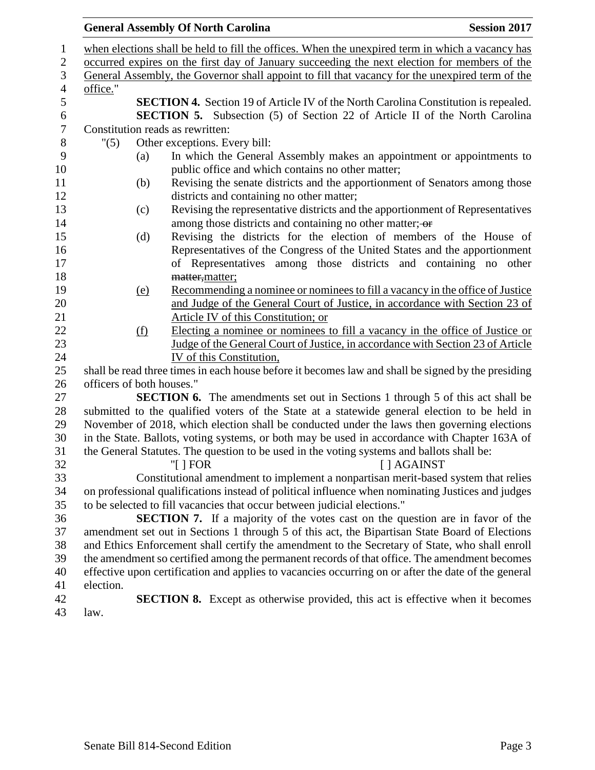when elections shall be held to fill the offices. When the unexpired term in which a vacancy has occurred expires on the first day of January succeeding the next election for members of the General Assembly, the Governor shall appoint to fill that vacancy for the unexpired term of the office."

**SECTION 4.** Section 19 of Article IV of the North Carolina Constitution is repealed.

**SECTION 5.** Subsection (5) of Section 22 of Article II of the North Carolina Constitution reads as rewritten:

"(5) Other exceptions. Every bill:

(a) In which the General Assembly makes an appointment or appointments to public office and which contains no other matter;

(b) Revising the senate districts and the apportionment of Senators among those districts and containing no other matter;

(c) Revising the representative districts and the apportionment of Representatives among those districts and containing no other matter; ~~or~~

(d) Revising the districts for the election of members of the House of Representatives of the Congress of the United States and the apportionment of Representatives among those districts and containing no other ~~matter,~~matter;

(e) Recommending a nominee or nominees to fill a vacancy in the office of Justice and Judge of the General Court of Justice, in accordance with Section 23 of Article IV of this Constitution; or

(f) Electing a nominee or nominees to fill a vacancy in the office of Justice or Judge of the General Court of Justice, in accordance with Section 23 of Article IV of this Constitution,

shall be read three times in each house before it becomes law and shall be signed by the presiding officers of both houses."

**SECTION 6.** The amendments set out in Sections 1 through 5 of this act shall be submitted to the qualified voters of the State at a statewide general election to be held in November of 2018, which election shall be conducted under the laws then governing elections in the State. Ballots, voting systems, or both may be used in accordance with Chapter 163A of the General Statutes. The question to be used in the voting systems and ballots shall be:

"[ ] FOR [ ] AGAINST

Constitutional amendment to implement a nonpartisan merit-based system that relies on professional qualifications instead of political influence when nominating Justices and judges to be selected to fill vacancies that occur between judicial elections."

**SECTION 7.** If a majority of the votes cast on the question are in favor of the amendment set out in Sections 1 through 5 of this act, the Bipartisan State Board of Elections and Ethics Enforcement shall certify the amendment to the Secretary of State, who shall enroll the amendment so certified among the permanent records of that office. The amendment becomes effective upon certification and applies to vacancies occurring on or after the date of the general election.

**SECTION 8.** Except as otherwise provided, this act is effective when it becomes law.